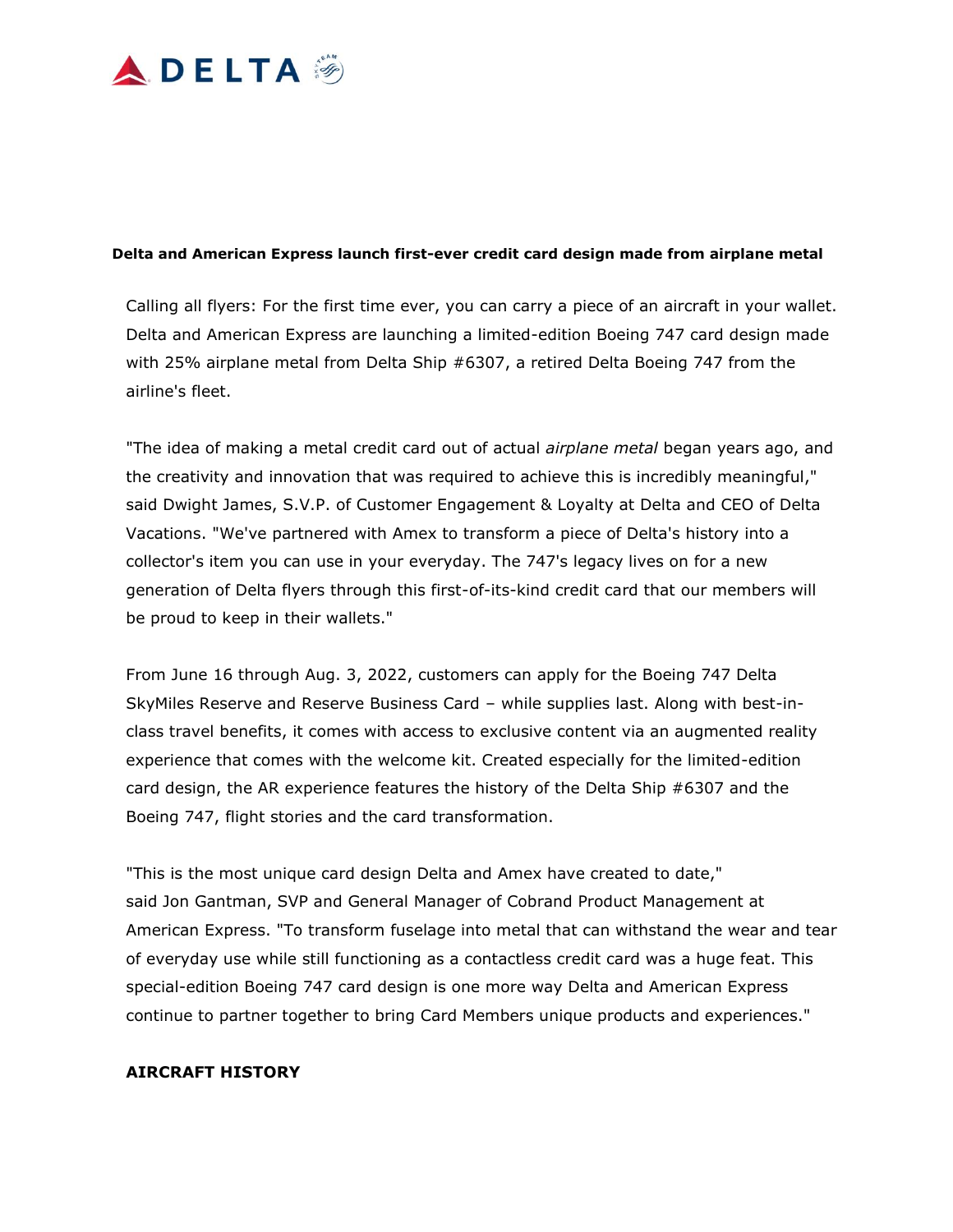**Delta and American Express launch first-ever credit card design made from airplane metal**

Calling all flyers: For the first time ever, you can carry a piece of an aircraft in your wallet. Delta and American Express are launching a limited-edition Boeing 747 card design made with 25% airplane metal from Delta Ship #6307, a retired Delta Boeing 747 from the airline's fleet.

"The idea of making a metal credit card out of actual *airplane metal* began years ago, and the creativity and innovation that was required to achieve this is incredibly meaningful," said Dwight James, S.V.P. of Customer Engagement & Loyalty at Delta and CEO of Delta Vacations. "We've partnered with Amex to transform a piece of Delta's history into a collector's item you can use in your everyday. The 747's legacy lives on for a new generation of Delta flyers through this first-of-its-kind credit card that our members will be proud to keep in their wallets."

From June 16 through Aug. 3, 2022, customers can apply for the Boeing 747 Delta SkyMiles Reserve and Reserve Business Card – while supplies last. Along with best-in-class travel benefits, it comes with access to exclusive content via an augmented reality experience that comes with the welcome kit. Created especially for the limited-edition card design, the AR experience features the history of the Delta Ship #6307 and the Boeing 747, flight stories and the card transformation.

"This is the most unique card design Delta and Amex have created to date," said Jon Gantman, SVP and General Manager of Cobrand Product Management at American Express. "To transform fuselage into metal that can withstand the wear and tear of everyday use while still functioning as a contactless credit card was a huge feat. This special-edition Boeing 747 card design is one more way Delta and American Express continue to partner together to bring Card Members unique products and experiences."

**AIRCRAFT HISTORY**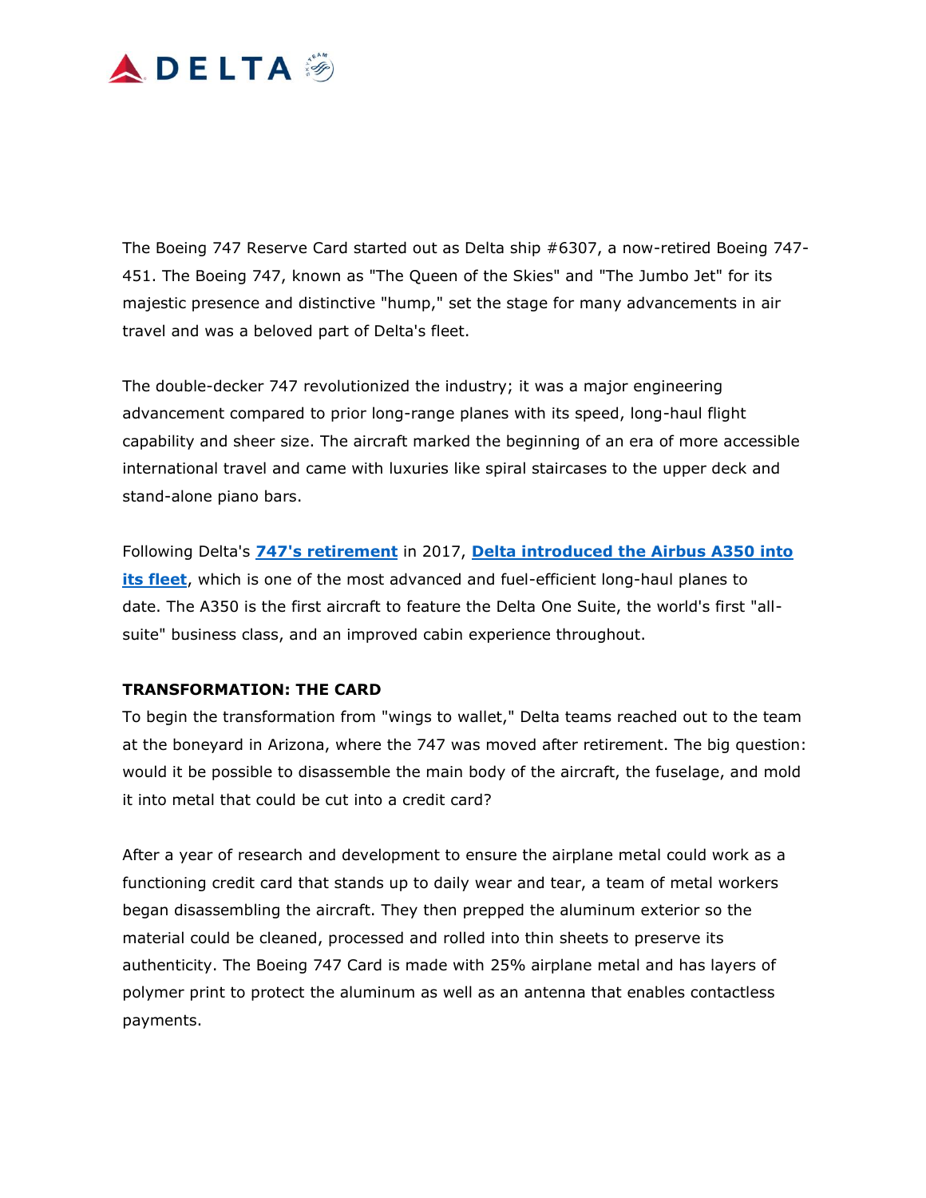The Boeing 747 Reserve Card started out as Delta ship #6307, a now-retired Boeing 747-451. The Boeing 747, known as "The Queen of the Skies" and "The Jumbo Jet" for its majestic presence and distinctive "hump," set the stage for many advancements in air travel and was a beloved part of Delta's fleet.

The double-decker 747 revolutionized the industry; it was a major engineering advancement compared to prior long-range planes with its speed, long-haul flight capability and sheer size. The aircraft marked the beginning of an era of more accessible international travel and came with luxuries like spiral staircases to the upper deck and stand-alone piano bars.

Following Delta's **747's retirement** in 2017, **Delta introduced the Airbus A350 into its fleet**, which is one of the most advanced and fuel-efficient long-haul planes to date. The A350 is the first aircraft to feature the Delta One Suite, the world's first "all-suite" business class, and an improved cabin experience throughout.

**TRANSFORMATION: THE CARD**

To begin the transformation from "wings to wallet," Delta teams reached out to the team at the boneyard in Arizona, where the 747 was moved after retirement. The big question: would it be possible to disassemble the main body of the aircraft, the fuselage, and mold it into metal that could be cut into a credit card?

After a year of research and development to ensure the airplane metal could work as a functioning credit card that stands up to daily wear and tear, a team of metal workers began disassembling the aircraft. They then prepped the aluminum exterior so the material could be cleaned, processed and rolled into thin sheets to preserve its authenticity. The Boeing 747 Card is made with 25% airplane metal and has layers of polymer print to protect the aluminum as well as an antenna that enables contactless payments.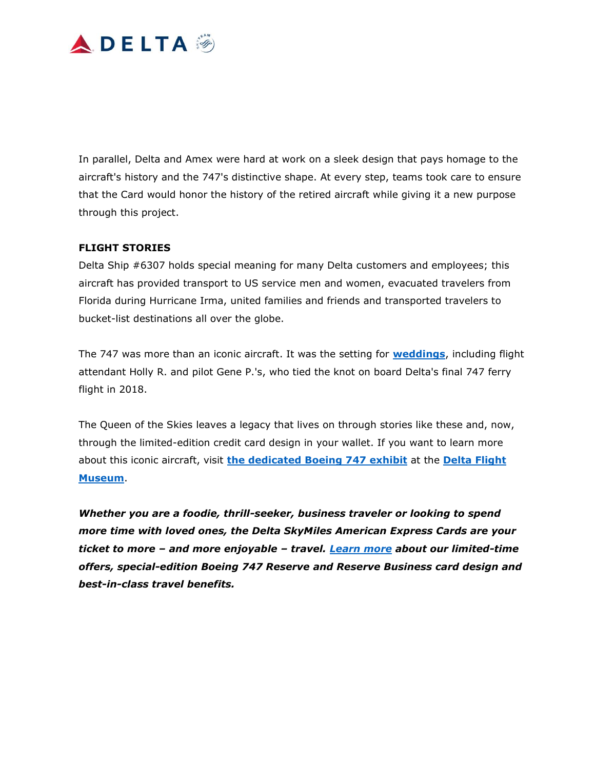In parallel, Delta and Amex were hard at work on a sleek design that pays homage to the aircraft's history and the 747's distinctive shape. At every step, teams took care to ensure that the Card would honor the history of the retired aircraft while giving it a new purpose through this project.

**FLIGHT STORIES**

Delta Ship #6307 holds special meaning for many Delta customers and employees; this aircraft has provided transport to US service men and women, evacuated travelers from Florida during Hurricane Irma, united families and friends and transported travelers to bucket-list destinations all over the globe.

The 747 was more than an iconic aircraft. It was the setting for **weddings**, including flight attendant Holly R. and pilot Gene P.'s, who tied the knot on board Delta's final 747 ferry flight in 2018.

The Queen of the Skies leaves a legacy that lives on through stories like these and, now, through the limited-edition credit card design in your wallet. If you want to learn more about this iconic aircraft, visit **the dedicated Boeing 747 exhibit** at the **Delta Flight Museum**.

***Whether you are a foodie, thrill-seeker, business traveler or looking to spend more time with loved ones, the Delta SkyMiles American Express Cards are your ticket to more – and more enjoyable – travel. Learn more about our limited-time offers, special-edition Boeing 747 Reserve and Reserve Business card design and best-in-class travel benefits.***